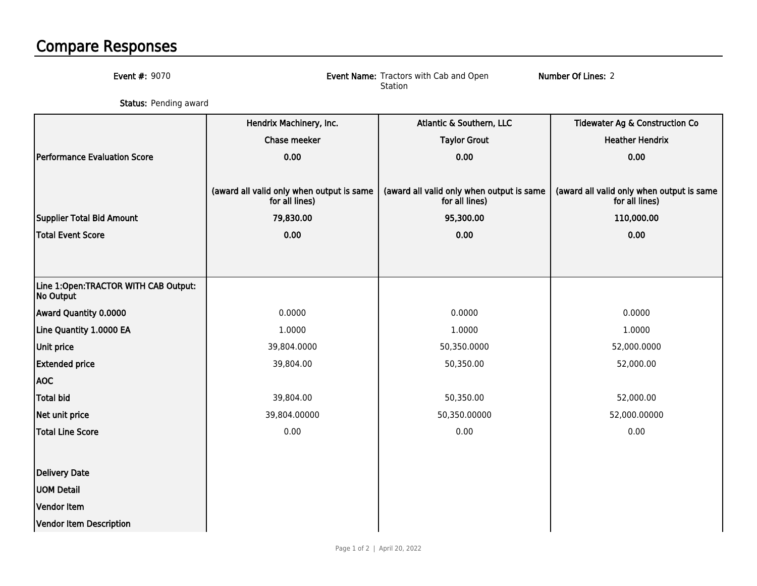# Compare Responses

**Event #:** 9070

**Event Name:** Tractors with Cab and Open Station

**Number Of Lines:** 2

**Status:** Pending award

| | Hendrix Machinery, Inc. | Atlantic & Southern, LLC | Tidewater Ag & Construction Co |
|---|---|---|---|
| | Chase meeker | Taylor Grout | Heather Hendrix |
| **Performance Evaluation Score** | **0.00** | **0.00** | **0.00** |
| | **(award all valid only when output is same for all lines)** | **(award all valid only when output is same for all lines)** | **(award all valid only when output is same for all lines)** |
| **Supplier Total Bid Amount** | **79,830.00** | **95,300.00** | **110,000.00** |
| **Total Event Score** | **0.00** | **0.00** | **0.00** |
| **Line 1:Open:TRACTOR WITH CAB Output: No Output** | | | |
| **Award Quantity 0.0000** | 0.0000 | 0.0000 | 0.0000 |
| **Line Quantity 1.0000 EA** | 1.0000 | 1.0000 | 1.0000 |
| **Unit price** | 39,804.0000 | 50,350.0000 | 52,000.0000 |
| **Extended price** | 39,804.00 | 50,350.00 | 52,000.00 |
| **AOC** | | | |
| **Total bid** | 39,804.00 | 50,350.00 | 52,000.00 |
| **Net unit price** | 39,804.00000 | 50,350.00000 | 52,000.00000 |
| **Total Line Score** | 0.00 | 0.00 | 0.00 |
| **Delivery Date** | | | |
| **UOM Detail** | | | |
| **Vendor Item** | | | |
| **Vendor Item Description** | | | |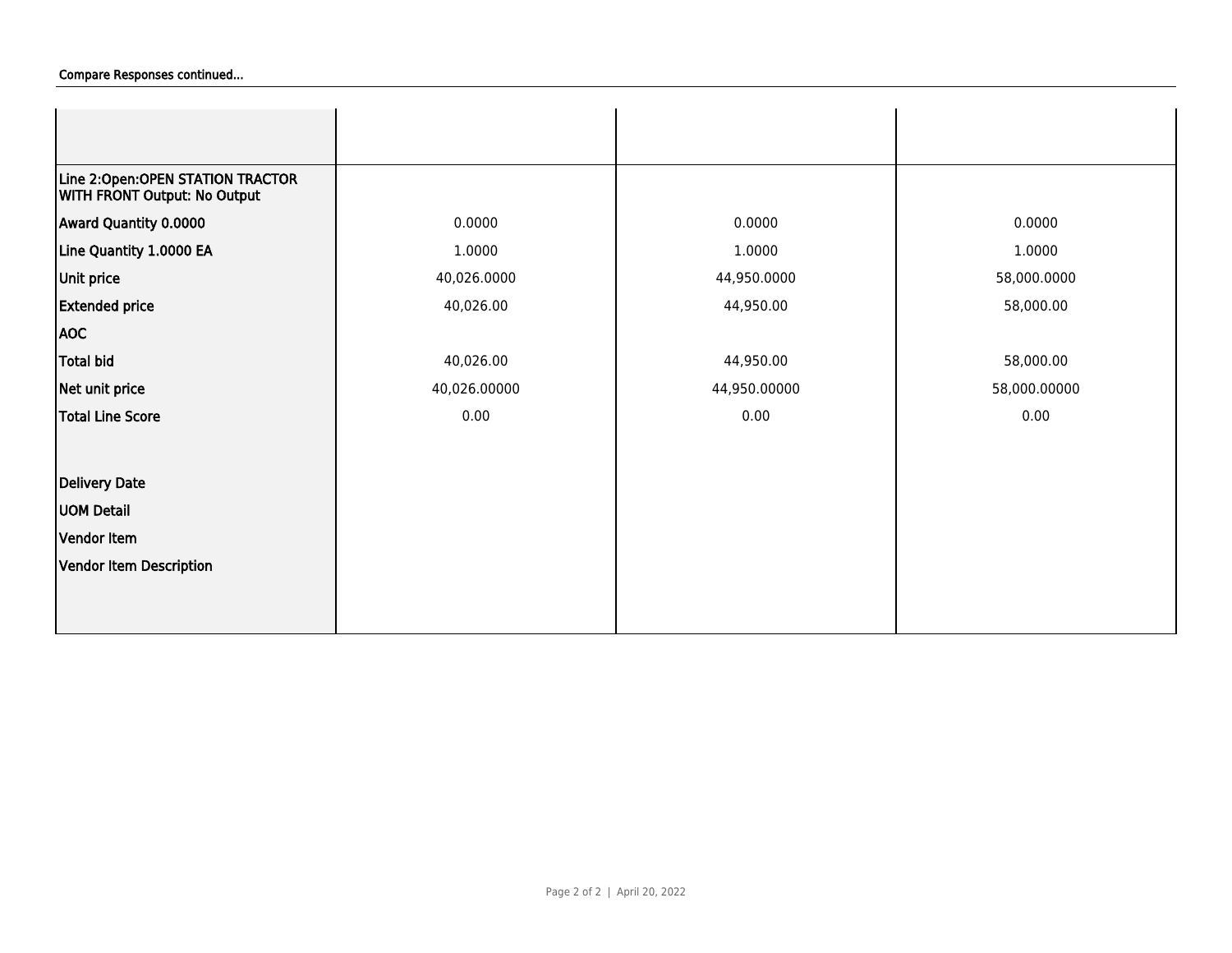Compare Responses continued...

| | | | |
|---|---|---|---|
| **Line 2:Open:OPEN STATION TRACTOR WITH FRONT Output: No Output** | | | |
| **Award Quantity 0.0000** | 0.0000 | 0.0000 | 0.0000 |
| **Line Quantity 1.0000 EA** | 1.0000 | 1.0000 | 1.0000 |
| **Unit price** | 40,026.0000 | 44,950.0000 | 58,000.0000 |
| **Extended price** | 40,026.00 | 44,950.00 | 58,000.00 |
| **AOC** | | | |
| **Total bid** | 40,026.00 | 44,950.00 | 58,000.00 |
| **Net unit price** | 40,026.00000 | 44,950.00000 | 58,000.00000 |
| **Total Line Score** | 0.00 | 0.00 | 0.00 |
| **Delivery Date** | | | |
| **UOM Detail** | | | |
| **Vendor Item** | | | |
| **Vendor Item Description** | | | |

April 20, 2022